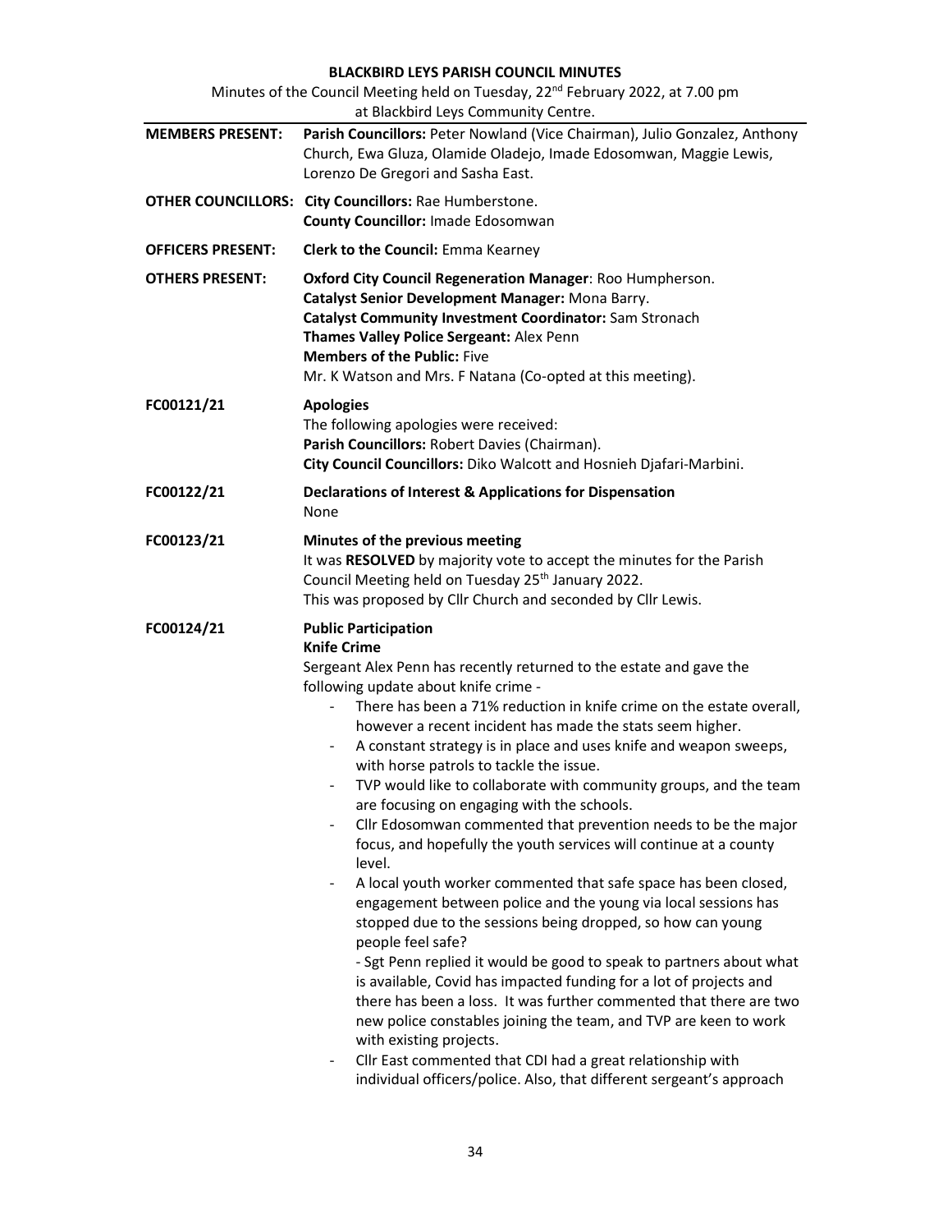**BLACKBIRD LEYS PARISH COUNCIL MINUTES**

Minutes of the Council Meeting held on Tuesday, 22nd February 2022, at 7.00 pm at Blackbird Leys Community Centre.

**MEMBERS PRESENT:** **Parish Councillors:** Peter Nowland (Vice Chairman), Julio Gonzalez, Anthony Church, Ewa Gluza, Olamide Oladejo, Imade Edosomwan, Maggie Lewis, Lorenzo De Gregori and Sasha East.

**OTHER COUNCILLORS:** **City Councillors:** Rae Humberstone.
**County Councillor:** Imade Edosomwan

**OFFICERS PRESENT:** **Clerk to the Council:** Emma Kearney

**OTHERS PRESENT:** **Oxford City Council Regeneration Manager**: Roo Humpherson.
**Catalyst Senior Development Manager:** Mona Barry.
**Catalyst Community Investment Coordinator:** Sam Stronach
**Thames Valley Police Sergeant:** Alex Penn
**Members of the Public:** Five
Mr. K Watson and Mrs. F Natana (Co-opted at this meeting).

**FC00121/21** **Apologies**

The following apologies were received:
**Parish Councillors:** Robert Davies (Chairman).
**City Council Councillors:** Diko Walcott and Hosnieh Djafari-Marbini.

**FC00122/21** **Declarations of Interest & Applications for Dispensation**

None

**FC00123/21** **Minutes of the previous meeting**

It was **RESOLVED** by majority vote to accept the minutes for the Parish Council Meeting held on Tuesday 25th January 2022.
This was proposed by Cllr Church and seconded by Cllr Lewis.

**FC00124/21** **Public Participation**

**Knife Crime**

Sergeant Alex Penn has recently returned to the estate and gave the following update about knife crime -

- There has been a 71% reduction in knife crime on the estate overall, however a recent incident has made the stats seem higher.
- A constant strategy is in place and uses knife and weapon sweeps, with horse patrols to tackle the issue.
- TVP would like to collaborate with community groups, and the team are focusing on engaging with the schools.
- Cllr Edosomwan commented that prevention needs to be the major focus, and hopefully the youth services will continue at a county level.
- A local youth worker commented that safe space has been closed, engagement between police and the young via local sessions has stopped due to the sessions being dropped, so how can young people feel safe?
  - Sgt Penn replied it would be good to speak to partners about what is available, Covid has impacted funding for a lot of projects and there has been a loss. It was further commented that there are two new police constables joining the team, and TVP are keen to work with existing projects.
- Cllr East commented that CDI had a great relationship with individual officers/police. Also, that different sergeant's approach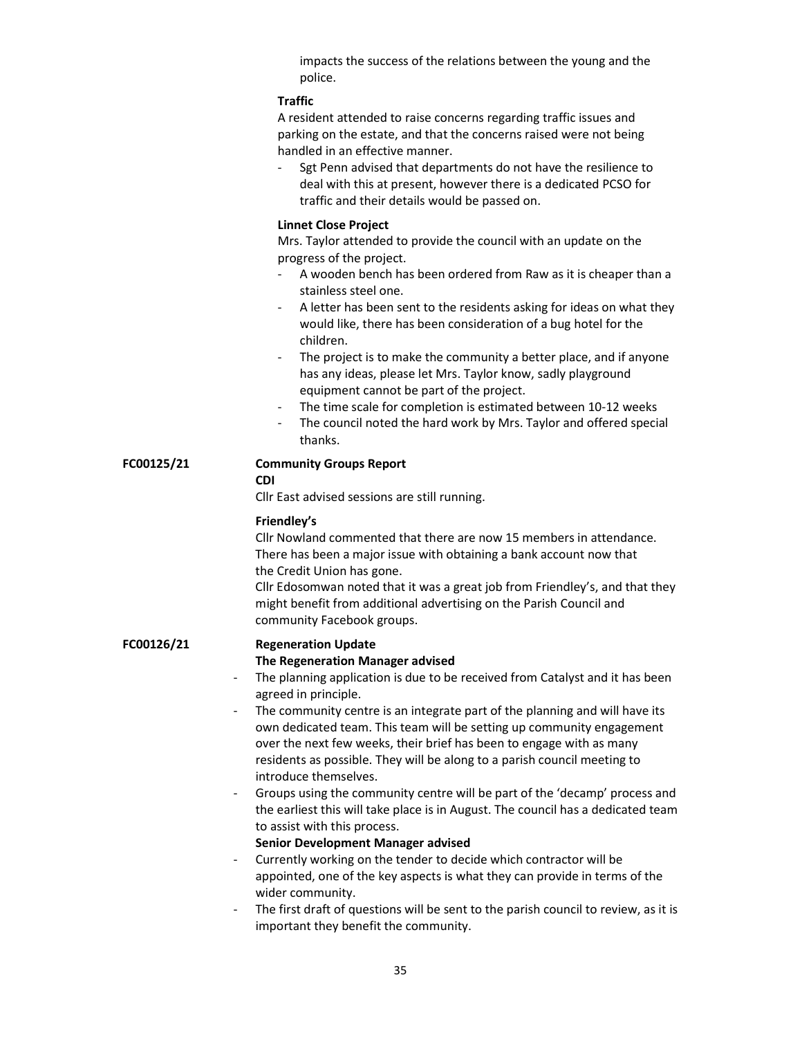impacts the success of the relations between the young and the police.

**Traffic**

A resident attended to raise concerns regarding traffic issues and parking on the estate, and that the concerns raised were not being handled in an effective manner.

- Sgt Penn advised that departments do not have the resilience to deal with this at present, however there is a dedicated PCSO for traffic and their details would be passed on.

**Linnet Close Project**

Mrs. Taylor attended to provide the council with an update on the progress of the project.

- A wooden bench has been ordered from Raw as it is cheaper than a stainless steel one.
- A letter has been sent to the residents asking for ideas on what they would like, there has been consideration of a bug hotel for the children.
- The project is to make the community a better place, and if anyone has any ideas, please let Mrs. Taylor know, sadly playground equipment cannot be part of the project.
- The time scale for completion is estimated between 10-12 weeks
- The council noted the hard work by Mrs. Taylor and offered special thanks.

**FC00125/21** **Community Groups Report**

**CDI**

Cllr East advised sessions are still running.

**Friendley's**

Cllr Nowland commented that there are now 15 members in attendance. There has been a major issue with obtaining a bank account now that the Credit Union has gone.

Cllr Edosomwan noted that it was a great job from Friendley's, and that they might benefit from additional advertising on the Parish Council and community Facebook groups.

**FC00126/21** **Regeneration Update**

**The Regeneration Manager advised**

- The planning application is due to be received from Catalyst and it has been agreed in principle.
- The community centre is an integrate part of the planning and will have its own dedicated team. This team will be setting up community engagement over the next few weeks, their brief has been to engage with as many residents as possible. They will be along to a parish council meeting to introduce themselves.
- Groups using the community centre will be part of the 'decamp' process and the earliest this will take place is in August. The council has a dedicated team to assist with this process.

**Senior Development Manager advised**

- Currently working on the tender to decide which contractor will be appointed, one of the key aspects is what they can provide in terms of the wider community.
- The first draft of questions will be sent to the parish council to review, as it is important they benefit the community.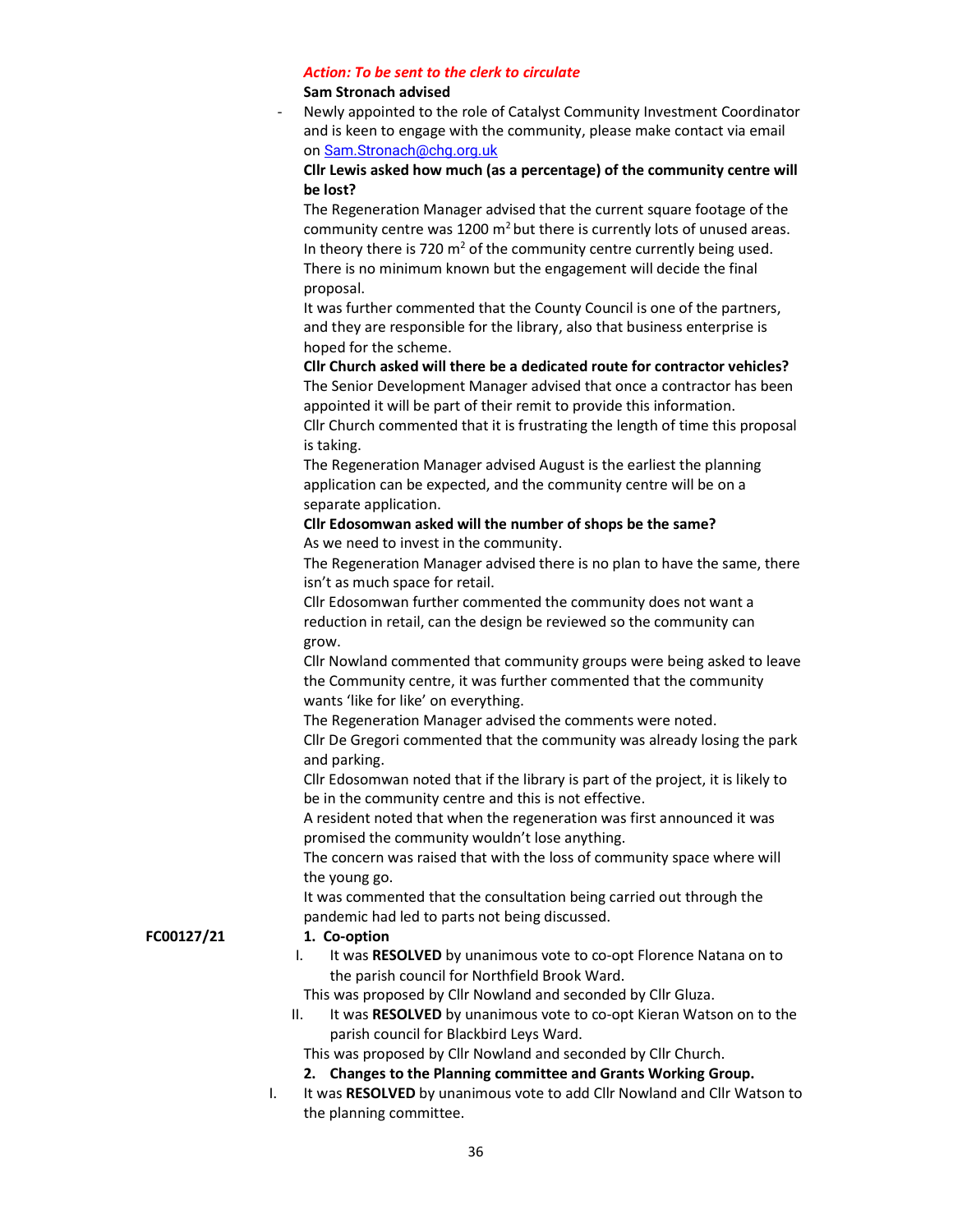***Action: To be sent to the clerk to circulate***

**Sam Stronach advised**

- Newly appointed to the role of Catalyst Community Investment Coordinator and is keen to engage with the community, please make contact via email on Sam.Stronach@chg.org.uk

**Cllr Lewis asked how much (as a percentage) of the community centre will be lost?**

The Regeneration Manager advised that the current square footage of the community centre was 1200 $m^2$ but there is currently lots of unused areas. In theory there is 720 $m^2$ of the community centre currently being used. There is no minimum known but the engagement will decide the final proposal.

It was further commented that the County Council is one of the partners, and they are responsible for the library, also that business enterprise is hoped for the scheme.

**Cllr Church asked will there be a dedicated route for contractor vehicles?**

The Senior Development Manager advised that once a contractor has been appointed it will be part of their remit to provide this information.

Cllr Church commented that it is frustrating the length of time this proposal is taking.

The Regeneration Manager advised August is the earliest the planning application can be expected, and the community centre will be on a separate application.

**Cllr Edosomwan asked will the number of shops be the same?**

As we need to invest in the community.

The Regeneration Manager advised there is no plan to have the same, there isn't as much space for retail.

Cllr Edosomwan further commented the community does not want a reduction in retail, can the design be reviewed so the community can grow.

Cllr Nowland commented that community groups were being asked to leave the Community centre, it was further commented that the community wants 'like for like' on everything.

The Regeneration Manager advised the comments were noted.

Cllr De Gregori commented that the community was already losing the park and parking.

Cllr Edosomwan noted that if the library is part of the project, it is likely to be in the community centre and this is not effective.

A resident noted that when the regeneration was first announced it was promised the community wouldn't lose anything.

The concern was raised that with the loss of community space where will the young go.

It was commented that the consultation being carried out through the pandemic had led to parts not being discussed.

**FC00127/21**

**1. Co-option**

I. It was **RESOLVED** by unanimous vote to co-opt Florence Natana on to the parish council for Northfield Brook Ward.

This was proposed by Cllr Nowland and seconded by Cllr Gluza.

II. It was **RESOLVED** by unanimous vote to co-opt Kieran Watson on to the parish council for Blackbird Leys Ward.

This was proposed by Cllr Nowland and seconded by Cllr Church.

**2. Changes to the Planning committee and Grants Working Group.**

I. It was **RESOLVED** by unanimous vote to add Cllr Nowland and Cllr Watson to the planning committee.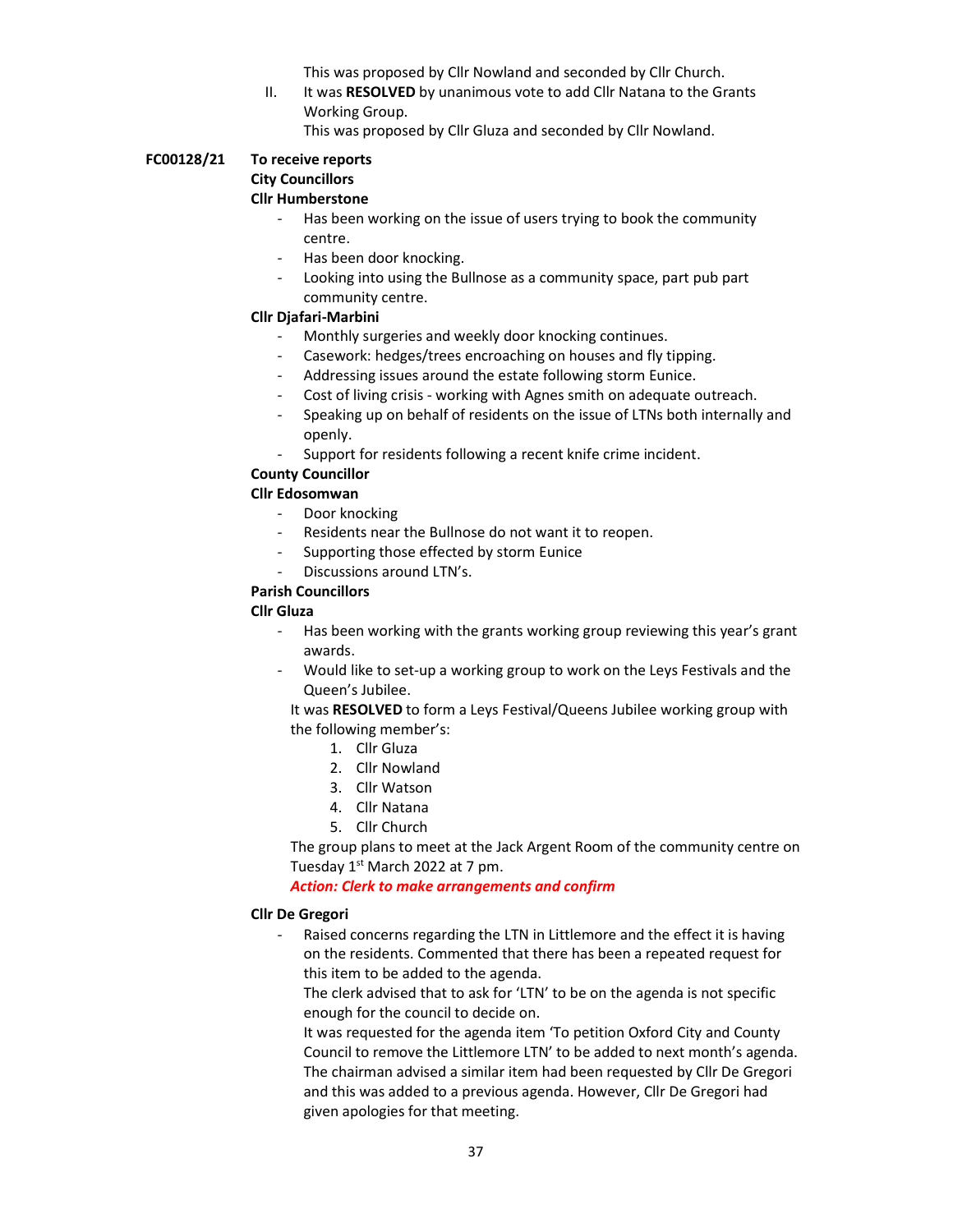This was proposed by Cllr Nowland and seconded by Cllr Church.

II. It was **RESOLVED** by unanimous vote to add Cllr Natana to the Grants Working Group.
This was proposed by Cllr Gluza and seconded by Cllr Nowland.

**FC00128/21 To receive reports**

**City Councillors**

**Cllr Humberstone**

- Has been working on the issue of users trying to book the community centre.
- Has been door knocking.
- Looking into using the Bullnose as a community space, part pub part community centre.

**Cllr Djafari-Marbini**

- Monthly surgeries and weekly door knocking continues.
- Casework: hedges/trees encroaching on houses and fly tipping.
- Addressing issues around the estate following storm Eunice.
- Cost of living crisis - working with Agnes smith on adequate outreach.
- Speaking up on behalf of residents on the issue of LTNs both internally and openly.
- Support for residents following a recent knife crime incident.

**County Councillor**

**Cllr Edosomwan**

- Door knocking
- Residents near the Bullnose do not want it to reopen.
- Supporting those effected by storm Eunice
- Discussions around LTN's.

**Parish Councillors**

**Cllr Gluza**

- Has been working with the grants working group reviewing this year's grant awards.
- Would like to set-up a working group to work on the Leys Festivals and the Queen's Jubilee.

It was **RESOLVED** to form a Leys Festival/Queens Jubilee working group with the following member's:

1. Cllr Gluza
2. Cllr Nowland
3. Cllr Watson
4. Cllr Natana
5. Cllr Church

The group plans to meet at the Jack Argent Room of the community centre on Tuesday 1st March 2022 at 7 pm.

***Action: Clerk to make arrangements and confirm***

**Cllr De Gregori**

- Raised concerns regarding the LTN in Littlemore and the effect it is having on the residents. Commented that there has been a repeated request for this item to be added to the agenda.
The clerk advised that to ask for 'LTN' to be on the agenda is not specific enough for the council to decide on.
It was requested for the agenda item 'To petition Oxford City and County Council to remove the Littlemore LTN' to be added to next month's agenda.
The chairman advised a similar item had been requested by Cllr De Gregori and this was added to a previous agenda. However, Cllr De Gregori had given apologies for that meeting.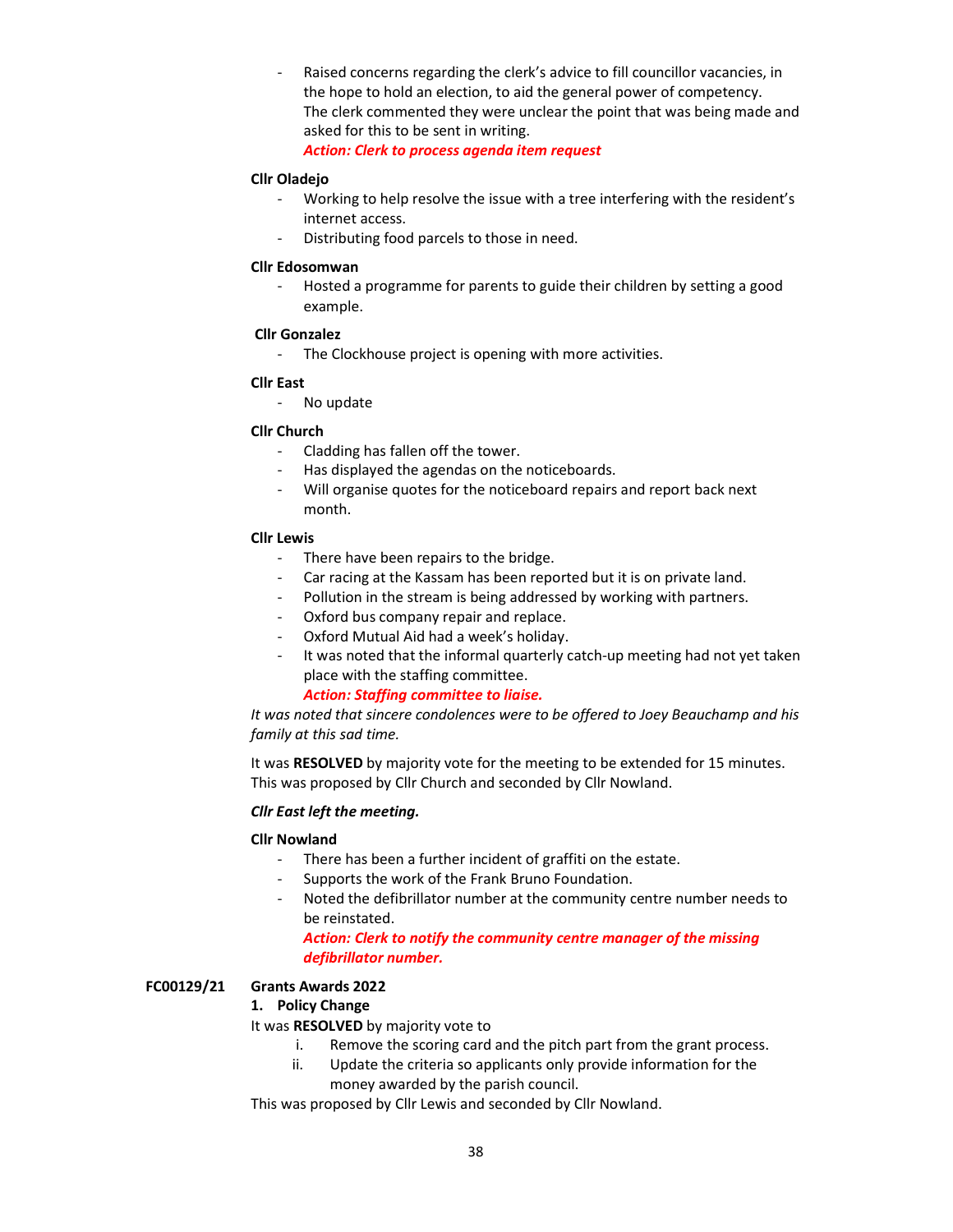- Raised concerns regarding the clerk's advice to fill councillor vacancies, in the hope to hold an election, to aid the general power of competency. The clerk commented they were unclear the point that was being made and asked for this to be sent in writing.
  ***Action: Clerk to process agenda item request***

**Cllr Oladejo**

- Working to help resolve the issue with a tree interfering with the resident's internet access.
- Distributing food parcels to those in need.

**Cllr Edosomwan**

- Hosted a programme for parents to guide their children by setting a good example.

**Cllr Gonzalez**

- The Clockhouse project is opening with more activities.

**Cllr East**

- No update

**Cllr Church**

- Cladding has fallen off the tower.
- Has displayed the agendas on the noticeboards.
- Will organise quotes for the noticeboard repairs and report back next month.

**Cllr Lewis**

- There have been repairs to the bridge.
- Car racing at the Kassam has been reported but it is on private land.
- Pollution in the stream is being addressed by working with partners.
- Oxford bus company repair and replace.
- Oxford Mutual Aid had a week's holiday.
- It was noted that the informal quarterly catch-up meeting had not yet taken place with the staffing committee.
  ***Action: Staffing committee to liaise.***

*It was noted that sincere condolences were to be offered to Joey Beauchamp and his family at this sad time.*

It was **RESOLVED** by majority vote for the meeting to be extended for 15 minutes. This was proposed by Cllr Church and seconded by Cllr Nowland.

***Cllr East left the meeting.***

**Cllr Nowland**

- There has been a further incident of graffiti on the estate.
- Supports the work of the Frank Bruno Foundation.
- Noted the defibrillator number at the community centre number needs to be reinstated.
  ***Action: Clerk to notify the community centre manager of the missing defibrillator number.***

**FC00129/21 Grants Awards 2022**

**1. Policy Change**

It was **RESOLVED** by majority vote to

i. Remove the scoring card and the pitch part from the grant process.
ii. Update the criteria so applicants only provide information for the money awarded by the parish council.

This was proposed by Cllr Lewis and seconded by Cllr Nowland.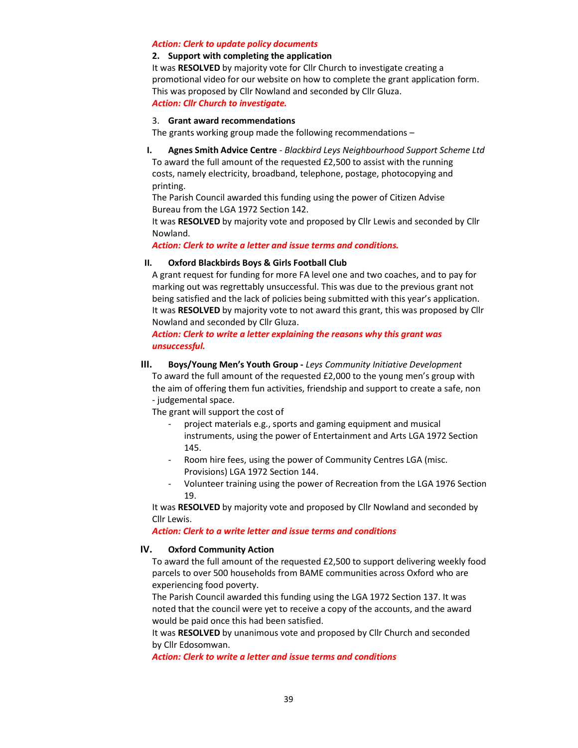***Action: Clerk to update policy documents***

**2. Support with completing the application**

It was **RESOLVED** by majority vote for Cllr Church to investigate creating a promotional video for our website on how to complete the grant application form. This was proposed by Cllr Nowland and seconded by Cllr Gluza.

***Action: Cllr Church to investigate.***

3. **Grant award recommendations**

The grants working group made the following recommendations –

**I. Agnes Smith Advice Centre** - *Blackbird Leys Neighbourhood Support Scheme Ltd*

To award the full amount of the requested £2,500 to assist with the running costs, namely electricity, broadband, telephone, postage, photocopying and printing.

The Parish Council awarded this funding using the power of Citizen Advise Bureau from the LGA 1972 Section 142.

It was **RESOLVED** by majority vote and proposed by Cllr Lewis and seconded by Cllr Nowland.

***Action: Clerk to write a letter and issue terms and conditions.***

**II. Oxford Blackbirds Boys & Girls Football Club**

A grant request for funding for more FA level one and two coaches, and to pay for marking out was regrettably unsuccessful. This was due to the previous grant not being satisfied and the lack of policies being submitted with this year's application. It was **RESOLVED** by majority vote to not award this grant, this was proposed by Cllr Nowland and seconded by Cllr Gluza.

***Action: Clerk to write a letter explaining the reasons why this grant was unsuccessful.***

**III. Boys/Young Men's Youth Group -** *Leys Community Initiative Development*

To award the full amount of the requested £2,000 to the young men's group with the aim of offering them fun activities, friendship and support to create a safe, non - judgemental space.

The grant will support the cost of

- project materials e.g., sports and gaming equipment and musical instruments, using the power of Entertainment and Arts LGA 1972 Section 145.
- Room hire fees, using the power of Community Centres LGA (misc. Provisions) LGA 1972 Section 144.
- Volunteer training using the power of Recreation from the LGA 1976 Section 19.

It was **RESOLVED** by majority vote and proposed by Cllr Nowland and seconded by Cllr Lewis.

***Action: Clerk to a write letter and issue terms and conditions***

**IV. Oxford Community Action**

To award the full amount of the requested £2,500 to support delivering weekly food parcels to over 500 households from BAME communities across Oxford who are experiencing food poverty.

The Parish Council awarded this funding using the LGA 1972 Section 137. It was noted that the council were yet to receive a copy of the accounts, and the award would be paid once this had been satisfied.

It was **RESOLVED** by unanimous vote and proposed by Cllr Church and seconded by Cllr Edosomwan.

***Action: Clerk to write a letter and issue terms and conditions***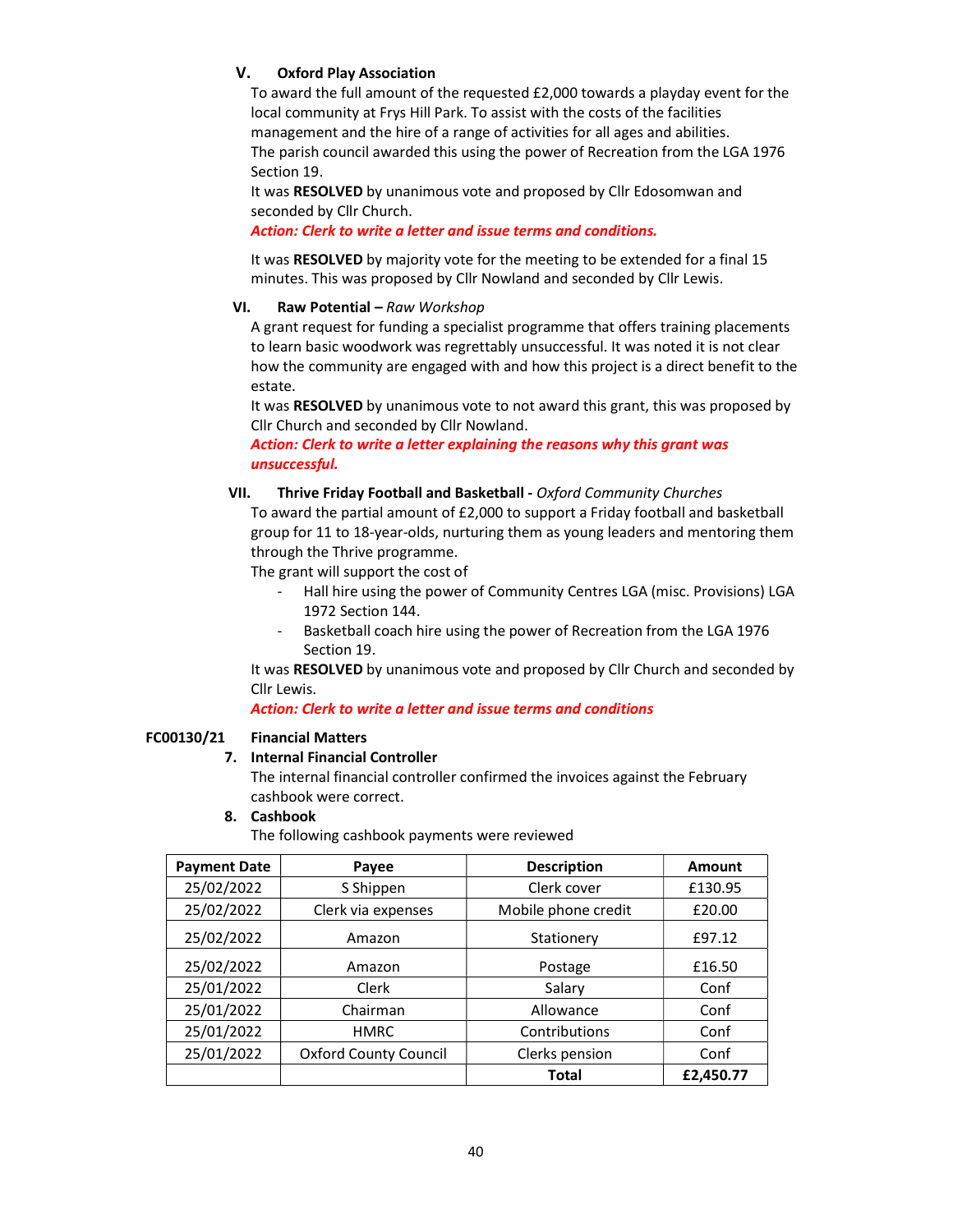V. **Oxford Play Association**

To award the full amount of the requested £2,000 towards a playday event for the local community at Frys Hill Park. To assist with the costs of the facilities management and the hire of a range of activities for all ages and abilities.

The parish council awarded this using the power of Recreation from the LGA 1976 Section 19.

It was **RESOLVED** by unanimous vote and proposed by Cllr Edosomwan and seconded by Cllr Church.

***Action: Clerk to write a letter and issue terms and conditions.***

It was **RESOLVED** by majority vote for the meeting to be extended for a final 15 minutes. This was proposed by Cllr Nowland and seconded by Cllr Lewis.

VI. **Raw Potential –** *Raw Workshop*

A grant request for funding a specialist programme that offers training placements to learn basic woodwork was regrettably unsuccessful. It was noted it is not clear how the community are engaged with and how this project is a direct benefit to the estate.

It was **RESOLVED** by unanimous vote to not award this grant, this was proposed by Cllr Church and seconded by Cllr Nowland.

***Action: Clerk to write a letter explaining the reasons why this grant was unsuccessful.***

VII. **Thrive Friday Football and Basketball -** *Oxford Community Churches*

To award the partial amount of £2,000 to support a Friday football and basketball group for 11 to 18-year-olds, nurturing them as young leaders and mentoring them through the Thrive programme.

The grant will support the cost of

- Hall hire using the power of Community Centres LGA (misc. Provisions) LGA 1972 Section 144.
- Basketball coach hire using the power of Recreation from the LGA 1976 Section 19.

It was **RESOLVED** by unanimous vote and proposed by Cllr Church and seconded by Cllr Lewis.

***Action: Clerk to write a letter and issue terms and conditions***

**FC00130/21 Financial Matters**

7. **Internal Financial Controller**

The internal financial controller confirmed the invoices against the February cashbook were correct.

8. **Cashbook**

The following cashbook payments were reviewed

| Payment Date | Payee | Description | Amount |
|---|---|---|---|
| 25/02/2022 | S Shippen | Clerk cover | £130.95 |
| 25/02/2022 | Clerk via expenses | Mobile phone credit | £20.00 |
| 25/02/2022 | Amazon | Stationery | £97.12 |
| 25/02/2022 | Amazon | Postage | £16.50 |
| 25/01/2022 | Clerk | Salary | Conf |
| 25/01/2022 | Chairman | Allowance | Conf |
| 25/01/2022 | HMRC | Contributions | Conf |
| 25/01/2022 | Oxford County Council | Clerks pension | Conf |
| | | **Total** | **£2,450.77** |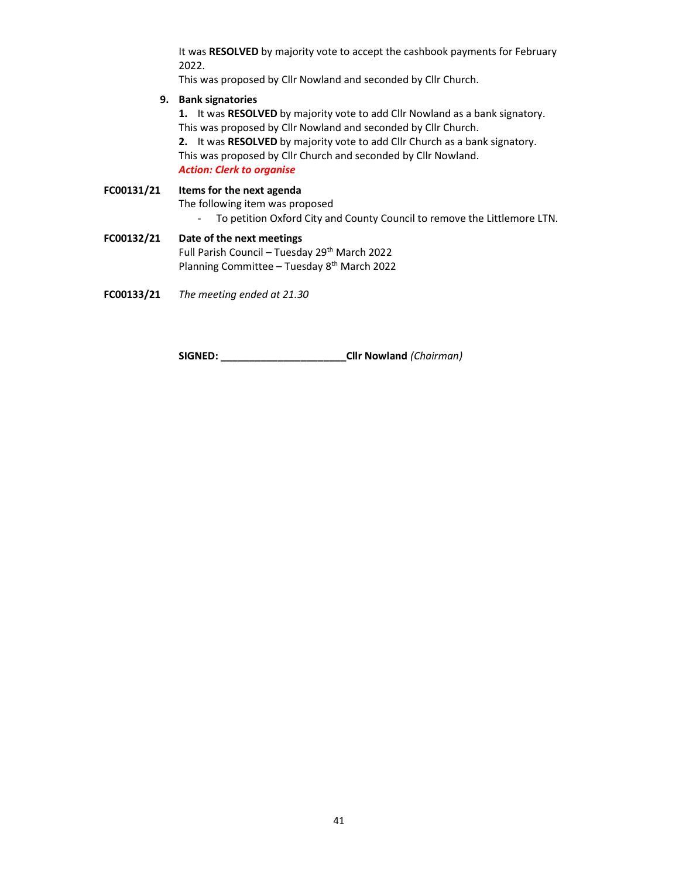It was **RESOLVED** by majority vote to accept the cashbook payments for February 2022.
This was proposed by Cllr Nowland and seconded by Cllr Church.

9. **Bank signatories**

   **1.** It was **RESOLVED** by majority vote to add Cllr Nowland as a bank signatory.
   This was proposed by Cllr Nowland and seconded by Cllr Church.
   **2.** It was **RESOLVED** by majority vote to add Cllr Church as a bank signatory.
   This was proposed by Cllr Church and seconded by Cllr Nowland.
   ***Action: Clerk to organise***

**FC00131/21** **Items for the next agenda**
The following item was proposed

- To petition Oxford City and County Council to remove the Littlemore LTN.

**FC00132/21** **Date of the next meetings**
Full Parish Council – Tuesday 29th March 2022
Planning Committee – Tuesday 8th March 2022

**FC00133/21** *The meeting ended at 21.30*

**SIGNED: ______________________Cllr Nowland** *(Chairman)*